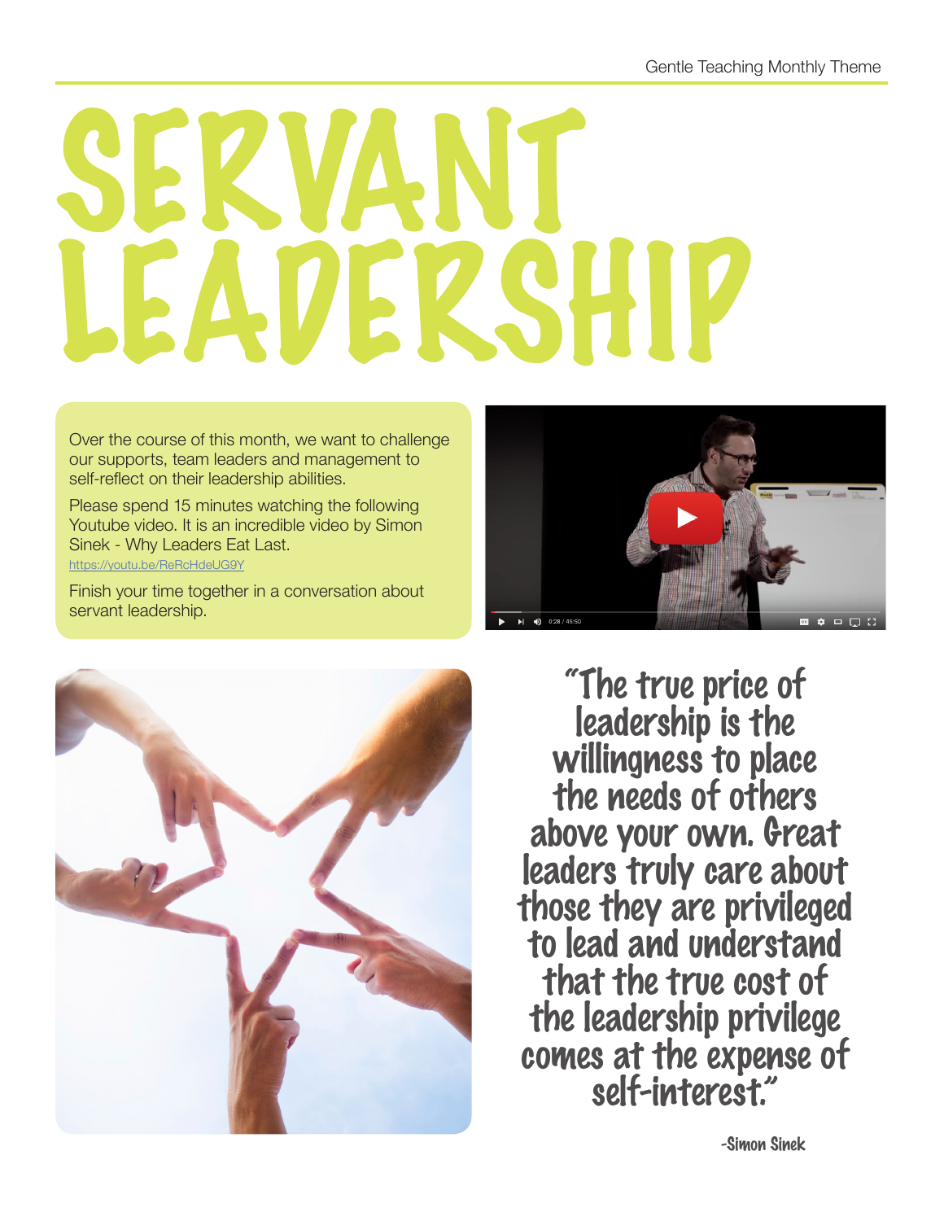# SERVANT LEADERSHIP

Over the course of this month, we want to challenge our supports, team leaders and management to self-reflect on their leadership abilities.

Please spend 15 minutes watching the following Youtube video. It is an incredible video by Simon Sinek - Why Leaders Eat Last.

https://youtu.be/ReRcHdeUG9Y

Finish your time together in a conversation about servant leadership.

> "The true price of leadership is the willingness to place the needs of others above your own. Great leaders truly care about those they are privileged to lead and understand that the true cost of the leadership privilege comes at the expense of self-interest."
>
> -Simon Sinek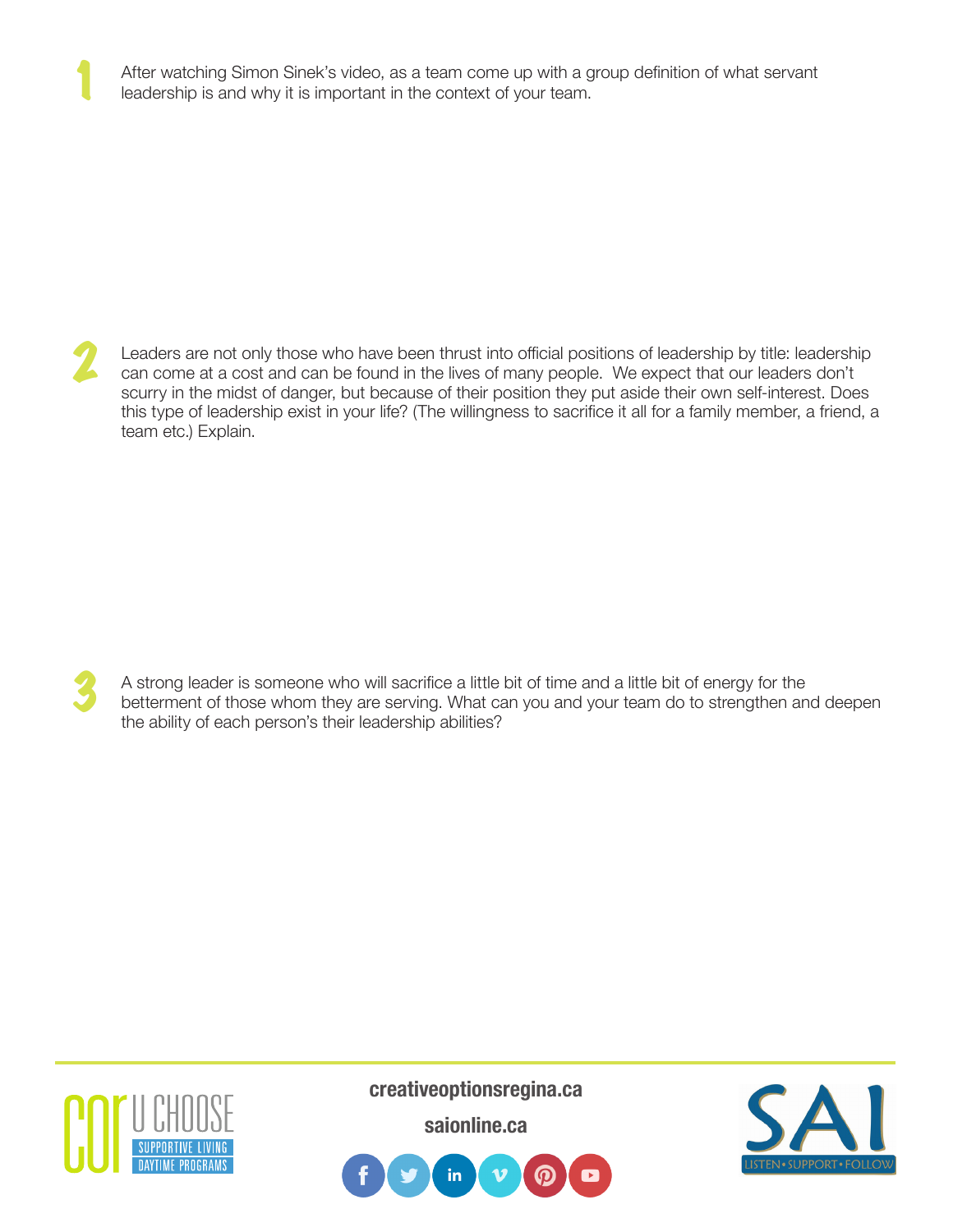1. After watching Simon Sinek's video, as a team come up with a group definition of what servant leadership is and why it is important in the context of your team.

2. Leaders are not only those who have been thrust into official positions of leadership by title: leadership can come at a cost and can be found in the lives of many people. We expect that our leaders don't scurry in the midst of danger, but because of their position they put aside their own self-interest. Does this type of leadership exist in your life? (The willingness to sacrifice it all for a family member, a friend, a team etc.) Explain.

3. A strong leader is someone who will sacrifice a little bit of time and a little bit of energy for the betterment of those whom they are serving. What can you and your team do to strengthen and deepen the ability of each person's their leadership abilities?

COR U CHOOSE
SUPPORTIVE LIVING
DAYTIME PROGRAMS

**creativeoptionsregina.ca**

**saionline.ca**

SAI
LISTEN • SUPPORT • FOLLOW